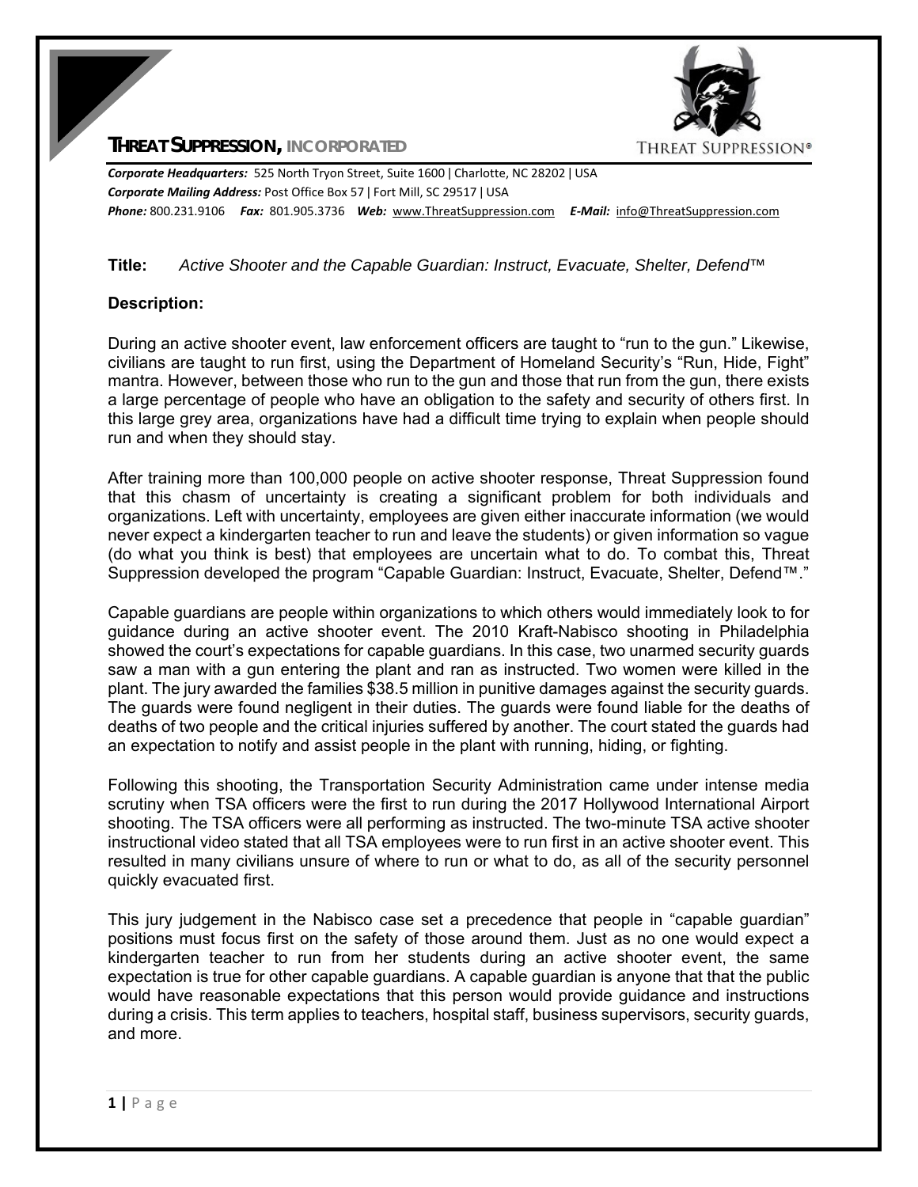# THREAT SUPPRESSION, INCORPORATED

***Corporate Headquarters:*** 525 North Tryon Street, Suite 1600 | Charlotte, NC 28202 | USA
***Corporate Mailing Address:*** Post Office Box 57 | Fort Mill, SC 29517 | USA
***Phone:*** 800.231.9106 ***Fax:*** 801.905.3736 ***Web:*** www.ThreatSuppression.com ***E-Mail:*** info@ThreatSuppression.com

**Title:** *Active Shooter and the Capable Guardian: Instruct, Evacuate, Shelter, Defend™*

**Description:**

During an active shooter event, law enforcement officers are taught to "run to the gun." Likewise, civilians are taught to run first, using the Department of Homeland Security's "Run, Hide, Fight" mantra. However, between those who run to the gun and those that run from the gun, there exists a large percentage of people who have an obligation to the safety and security of others first. In this large grey area, organizations have had a difficult time trying to explain when people should run and when they should stay.

After training more than 100,000 people on active shooter response, Threat Suppression found that this chasm of uncertainty is creating a significant problem for both individuals and organizations. Left with uncertainty, employees are given either inaccurate information (we would never expect a kindergarten teacher to run and leave the students) or given information so vague (do what you think is best) that employees are uncertain what to do. To combat this, Threat Suppression developed the program "Capable Guardian: Instruct, Evacuate, Shelter, Defend™."

Capable guardians are people within organizations to which others would immediately look to for guidance during an active shooter event. The 2010 Kraft-Nabisco shooting in Philadelphia showed the court's expectations for capable guardians. In this case, two unarmed security guards saw a man with a gun entering the plant and ran as instructed. Two women were killed in the plant. The jury awarded the families $38.5 million in punitive damages against the security guards. The guards were found negligent in their duties. The guards were found liable for the deaths of deaths of two people and the critical injuries suffered by another. The court stated the guards had an expectation to notify and assist people in the plant with running, hiding, or fighting.

Following this shooting, the Transportation Security Administration came under intense media scrutiny when TSA officers were the first to run during the 2017 Hollywood International Airport shooting. The TSA officers were all performing as instructed. The two-minute TSA active shooter instructional video stated that all TSA employees were to run first in an active shooter event. This resulted in many civilians unsure of where to run or what to do, as all of the security personnel quickly evacuated first.

This jury judgement in the Nabisco case set a precedence that people in "capable guardian" positions must focus first on the safety of those around them. Just as no one would expect a kindergarten teacher to run from her students during an active shooter event, the same expectation is true for other capable guardians. A capable guardian is anyone that that the public would have reasonable expectations that this person would provide guidance and instructions during a crisis. This term applies to teachers, hospital staff, business supervisors, security guards, and more.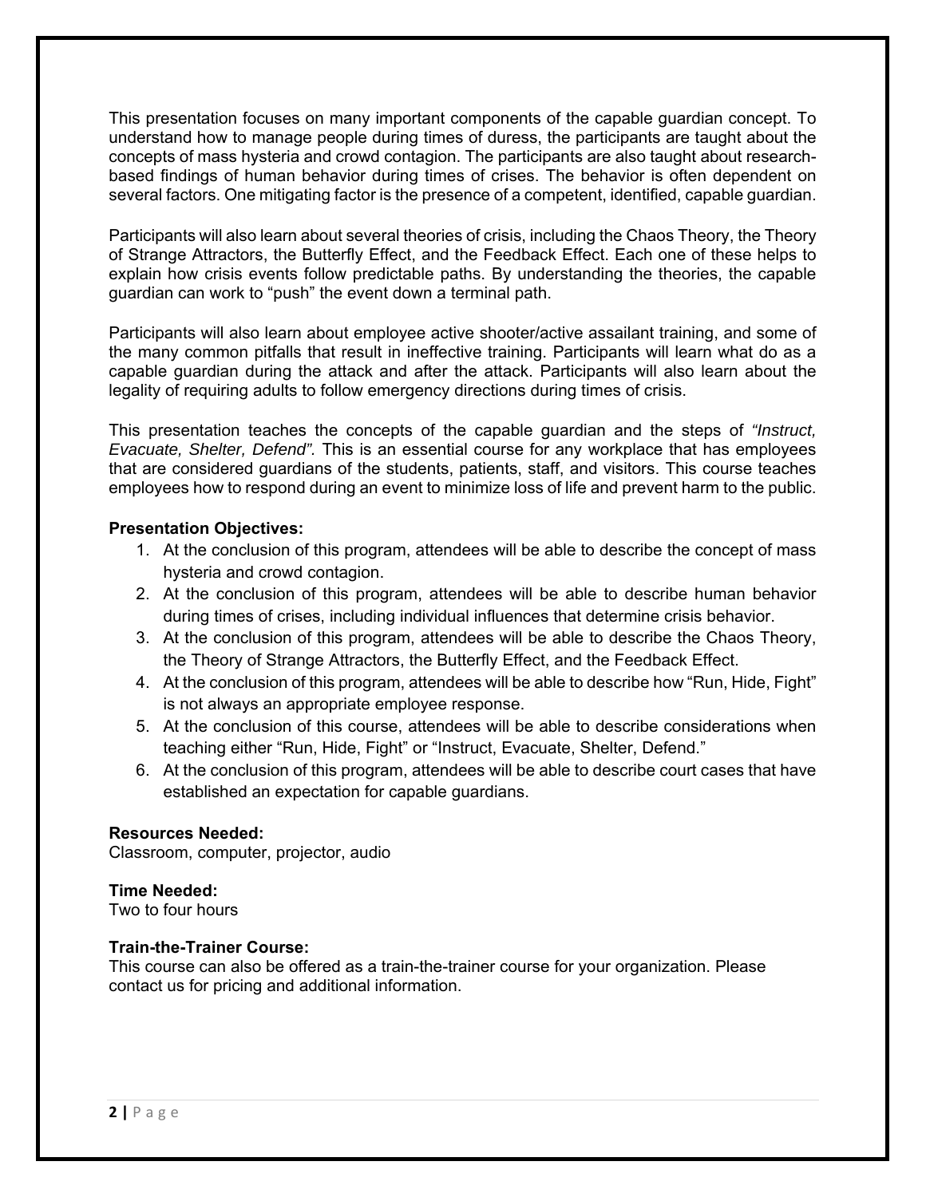This presentation focuses on many important components of the capable guardian concept. To understand how to manage people during times of duress, the participants are taught about the concepts of mass hysteria and crowd contagion. The participants are also taught about research-based findings of human behavior during times of crises. The behavior is often dependent on several factors. One mitigating factor is the presence of a competent, identified, capable guardian.

Participants will also learn about several theories of crisis, including the Chaos Theory, the Theory of Strange Attractors, the Butterfly Effect, and the Feedback Effect. Each one of these helps to explain how crisis events follow predictable paths. By understanding the theories, the capable guardian can work to "push" the event down a terminal path.

Participants will also learn about employee active shooter/active assailant training, and some of the many common pitfalls that result in ineffective training. Participants will learn what do as a capable guardian during the attack and after the attack. Participants will also learn about the legality of requiring adults to follow emergency directions during times of crisis.

This presentation teaches the concepts of the capable guardian and the steps of *"Instruct, Evacuate, Shelter, Defend".* This is an essential course for any workplace that has employees that are considered guardians of the students, patients, staff, and visitors. This course teaches employees how to respond during an event to minimize loss of life and prevent harm to the public.

**Presentation Objectives:**

1. At the conclusion of this program, attendees will be able to describe the concept of mass hysteria and crowd contagion.
2. At the conclusion of this program, attendees will be able to describe human behavior during times of crises, including individual influences that determine crisis behavior.
3. At the conclusion of this program, attendees will be able to describe the Chaos Theory, the Theory of Strange Attractors, the Butterfly Effect, and the Feedback Effect.
4. At the conclusion of this program, attendees will be able to describe how "Run, Hide, Fight" is not always an appropriate employee response.
5. At the conclusion of this course, attendees will be able to describe considerations when teaching either "Run, Hide, Fight" or "Instruct, Evacuate, Shelter, Defend."
6. At the conclusion of this program, attendees will be able to describe court cases that have established an expectation for capable guardians.

**Resources Needed:**
Classroom, computer, projector, audio

**Time Needed:**
Two to four hours

**Train-the-Trainer Course:**
This course can also be offered as a train-the-trainer course for your organization. Please contact us for pricing and additional information.